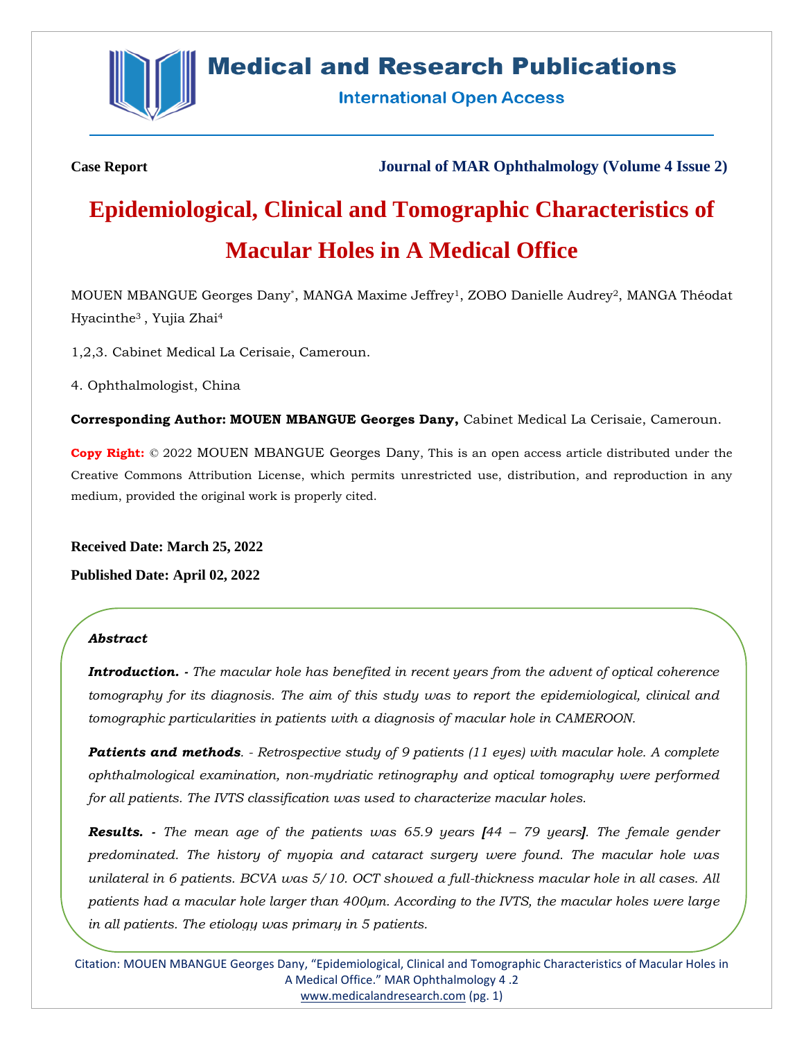Case Report

Journal of MAR Ophthalmology (Volume 4 Issue 2)

# Epidemiological, Clinical and Tomographic Characteristics of Macular Holes in A Medical Office

MOUEN MBANGUE Georges Dany*, MANGA Maxime Jeffrey[1], ZOBO Danielle Audrey[2], MANGA Théodat Hyacinthe[3] , Yujia Zhai[4]

1,2,3. Cabinet Medical La Cerisaie, Cameroun.

4. Ophthalmologist, China

**Corresponding Author: MOUEN MBANGUE Georges Dany,** Cabinet Medical La Cerisaie, Cameroun.

**Copy Right:** © 2022 MOUEN MBANGUE Georges Dany, This is an open access article distributed under the Creative Commons Attribution License, which permits unrestricted use, distribution, and reproduction in any medium, provided the original work is properly cited.

**Received Date: March 25, 2022**

**Published Date: April 02, 2022**

***Abstract***

***Introduction.*** *- The macular hole has benefited in recent years from the advent of optical coherence tomography for its diagnosis. The aim of this study was to report the epidemiological, clinical and tomographic particularities in patients with a diagnosis of macular hole in CAMEROON.*

***Patients and methods****. - Retrospective study of 9 patients (11 eyes) with macular hole. A complete ophthalmological examination, non-mydriatic retinography and optical tomography were performed for all patients. The IVTS classification was used to characterize macular holes.*

***Results.*** *- The mean age of the patients was 65.9 years [44 – 79 years]. The female gender predominated. The history of myopia and cataract surgery were found. The macular hole was unilateral in 6 patients. BCVA was 5/10. OCT showed a full-thickness macular hole in all cases. All patients had a macular hole larger than 400µm. According to the IVTS, the macular holes were large in all patients. The etiology was primary in 5 patients.*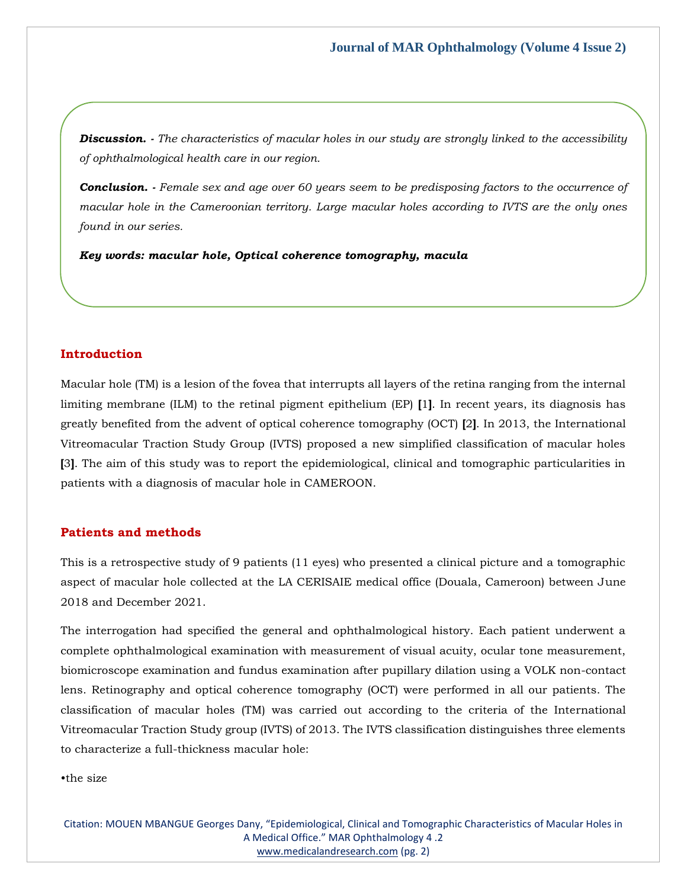***Discussion.*** *- The characteristics of macular holes in our study are strongly linked to the accessibility of ophthalmological health care in our region.*

***Conclusion.*** *- Female sex and age over 60 years seem to be predisposing factors to the occurrence of macular hole in the Cameroonian territory. Large macular holes according to IVTS are the only ones found in our series.*

***Key words: macular hole, Optical coherence tomography, macula***

## Introduction

Macular hole (TM) is a lesion of the fovea that interrupts all layers of the retina ranging from the internal limiting membrane (ILM) to the retinal pigment epithelium (EP) [1]. In recent years, its diagnosis has greatly benefited from the advent of optical coherence tomography (OCT) [2]. In 2013, the International Vitreomacular Traction Study Group (IVTS) proposed a new simplified classification of macular holes [3]. The aim of this study was to report the epidemiological, clinical and tomographic particularities in patients with a diagnosis of macular hole in CAMEROON.

## Patients and methods

This is a retrospective study of 9 patients (11 eyes) who presented a clinical picture and a tomographic aspect of macular hole collected at the LA CERISAIE medical office (Douala, Cameroon) between June 2018 and December 2021.

The interrogation had specified the general and ophthalmological history. Each patient underwent a complete ophthalmological examination with measurement of visual acuity, ocular tone measurement, biomicroscope examination and fundus examination after pupillary dilation using a VOLK non-contact lens. Retinography and optical coherence tomography (OCT) were performed in all our patients. The classification of macular holes (TM) was carried out according to the criteria of the International Vitreomacular Traction Study group (IVTS) of 2013. The IVTS classification distinguishes three elements to characterize a full-thickness macular hole:

- the size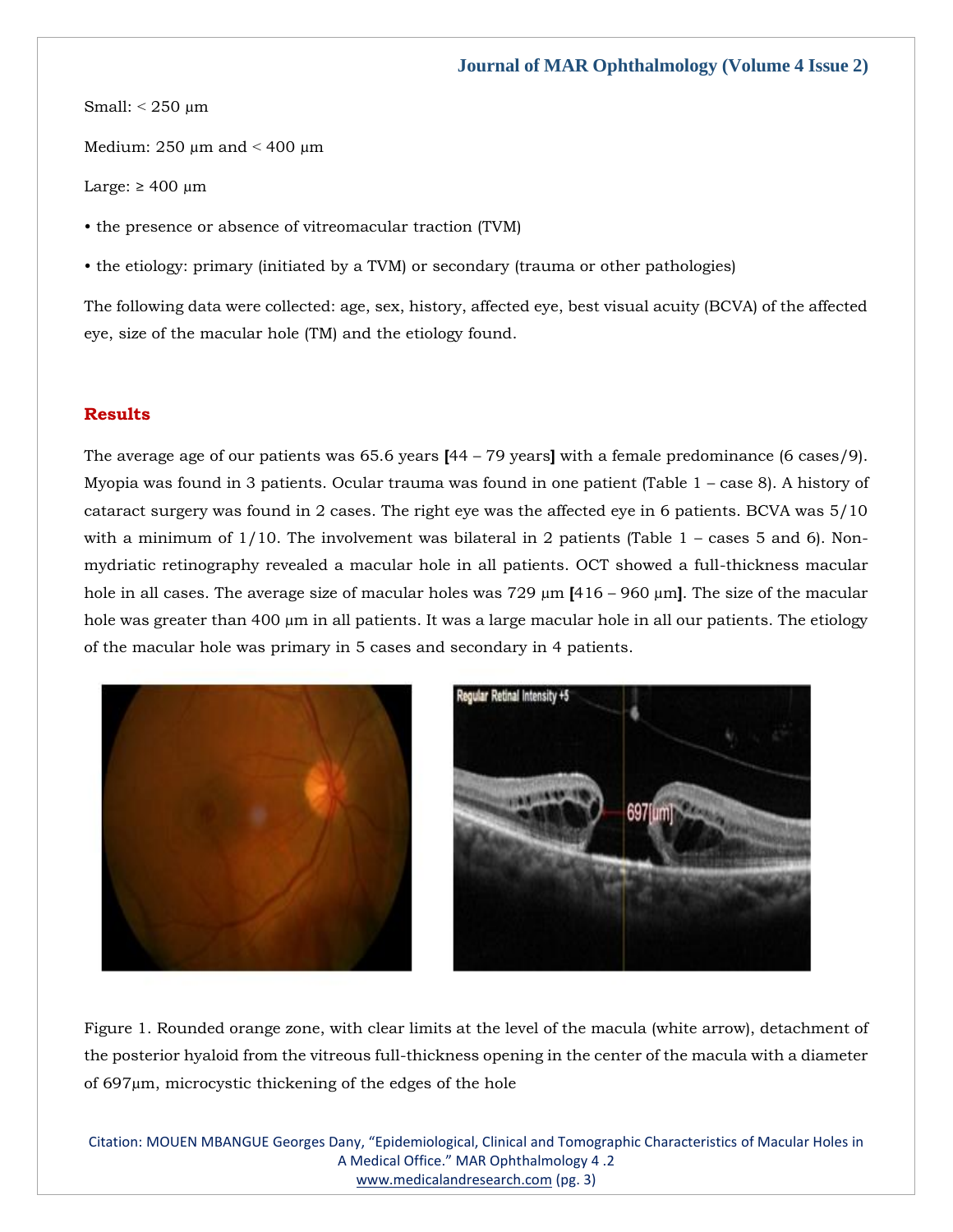Small: < 250 µm

Medium: 250 µm and < 400 µm

Large: ≥ 400 µm

- the presence or absence of vitreomacular traction (TVM)
- the etiology: primary (initiated by a TVM) or secondary (trauma or other pathologies)

The following data were collected: age, sex, history, affected eye, best visual acuity (BCVA) of the affected eye, size of the macular hole (TM) and the etiology found.

## Results

The average age of our patients was 65.6 years [44 – 79 years] with a female predominance (6 cases/9). Myopia was found in 3 patients. Ocular trauma was found in one patient (Table 1 – case 8). A history of cataract surgery was found in 2 cases. The right eye was the affected eye in 6 patients. BCVA was 5/10 with a minimum of 1/10. The involvement was bilateral in 2 patients (Table 1 – cases 5 and 6). Non-mydriatic retinography revealed a macular hole in all patients. OCT showed a full-thickness macular hole in all cases. The average size of macular holes was 729 µm [416 – 960 µm]. The size of the macular hole was greater than 400 µm in all patients. It was a large macular hole in all our patients. The etiology of the macular hole was primary in 5 cases and secondary in 4 patients.

Figure 1. Rounded orange zone, with clear limits at the level of the macula (white arrow), detachment of the posterior hyaloid from the vitreous full-thickness opening in the center of the macula with a diameter of 697µm, microcystic thickening of the edges of the hole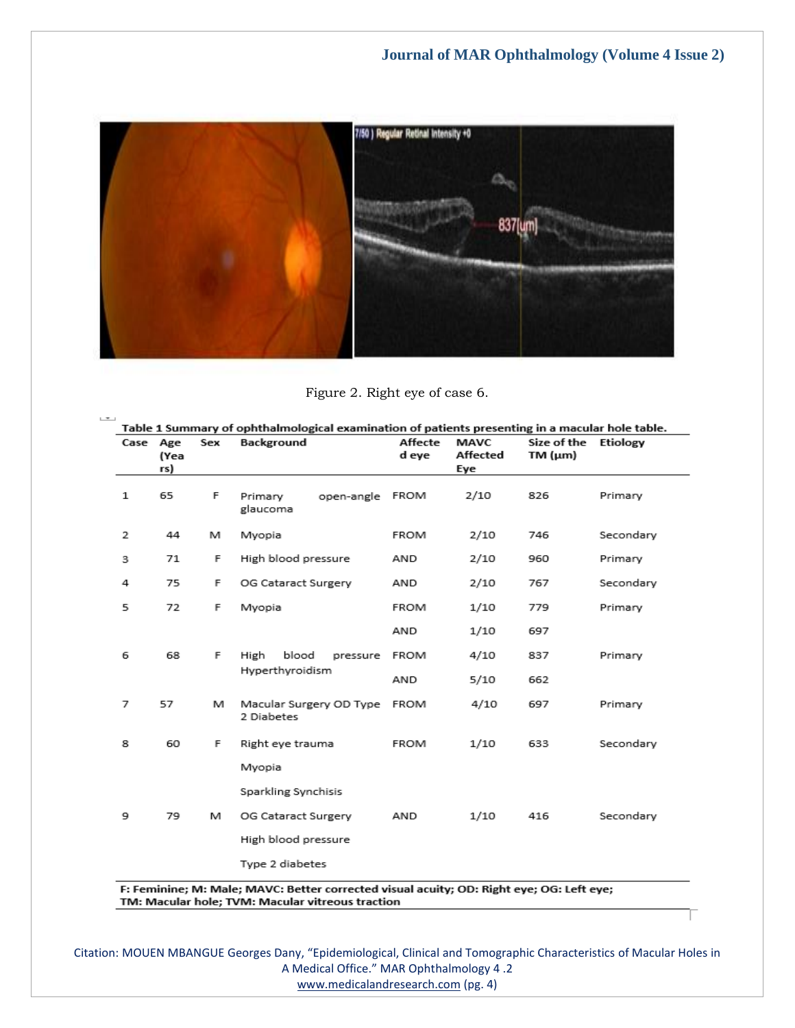Figure 2. Right eye of case 6.

**Table 1 Summary of ophthalmological examination of patients presenting in a macular hole table.**

| Case | Age (Years) | Sex | Background | Affected eye | MAVC Affected Eye | Size of the TM (µm) | Etiology |
|---|---|---|---|---|---|---|---|
| 1 | 65 | F | Primary open-angle glaucoma | FROM | 2/10 | 826 | Primary |
| 2 | 44 | M | Myopia | FROM | 2/10 | 746 | Secondary |
| 3 | 71 | F | High blood pressure | AND | 2/10 | 960 | Primary |
| 4 | 75 | F | OG Cataract Surgery | AND | 2/10 | 767 | Secondary |
| 5 | 72 | F | Myopia | FROM | 1/10 | 779 | Primary |
| | | | | AND | 1/10 | 697 | |
| 6 | 68 | F | High blood pressure Hyperthyroidism | FROM | 4/10 | 837 | Primary |
| | | | | AND | 5/10 | 662 | |
| 7 | 57 | M | Macular Surgery OD Type 2 Diabetes | FROM | 4/10 | 697 | Primary |
| 8 | 60 | F | Right eye trauma<br>Myopia<br>Sparkling Synchisis | FROM | 1/10 | 633 | Secondary |
| 9 | 79 | M | OG Cataract Surgery<br>High blood pressure<br>Type 2 diabetes | AND | 1/10 | 416 | Secondary |

**F: Feminine; M: Male; MAVC: Better corrected visual acuity; OD: Right eye; OG: Left eye; TM: Macular hole; TVM: Macular vitreous traction**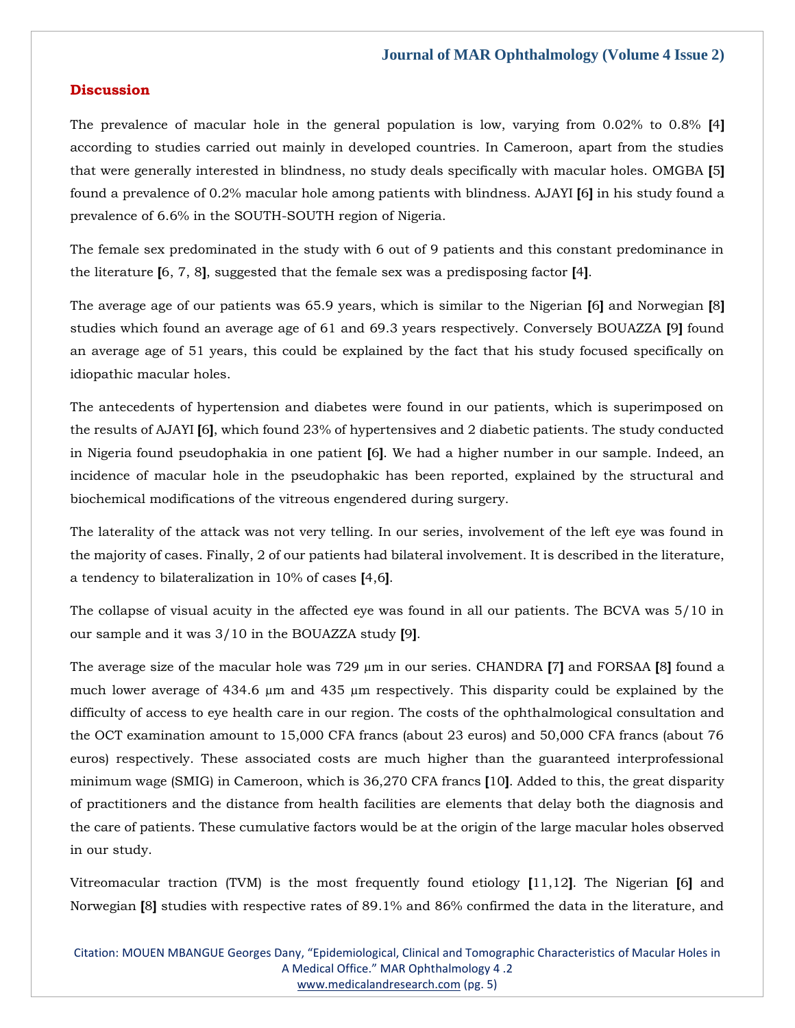## Discussion

The prevalence of macular hole in the general population is low, varying from 0.02% to 0.8% [4] according to studies carried out mainly in developed countries. In Cameroon, apart from the studies that were generally interested in blindness, no study deals specifically with macular holes. OMGBA [5] found a prevalence of 0.2% macular hole among patients with blindness. AJAYI [6] in his study found a prevalence of 6.6% in the SOUTH-SOUTH region of Nigeria.

The female sex predominated in the study with 6 out of 9 patients and this constant predominance in the literature [6, 7, 8], suggested that the female sex was a predisposing factor [4].

The average age of our patients was 65.9 years, which is similar to the Nigerian [6] and Norwegian [8] studies which found an average age of 61 and 69.3 years respectively. Conversely BOUAZZA [9] found an average age of 51 years, this could be explained by the fact that his study focused specifically on idiopathic macular holes.

The antecedents of hypertension and diabetes were found in our patients, which is superimposed on the results of AJAYI [6], which found 23% of hypertensives and 2 diabetic patients. The study conducted in Nigeria found pseudophakia in one patient [6]. We had a higher number in our sample. Indeed, an incidence of macular hole in the pseudophakic has been reported, explained by the structural and biochemical modifications of the vitreous engendered during surgery.

The laterality of the attack was not very telling. In our series, involvement of the left eye was found in the majority of cases. Finally, 2 of our patients had bilateral involvement. It is described in the literature, a tendency to bilateralization in 10% of cases [4,6].

The collapse of visual acuity in the affected eye was found in all our patients. The BCVA was 5/10 in our sample and it was 3/10 in the BOUAZZA study [9].

The average size of the macular hole was 729 µm in our series. CHANDRA [7] and FORSAA [8] found a much lower average of 434.6 µm and 435 µm respectively. This disparity could be explained by the difficulty of access to eye health care in our region. The costs of the ophthalmological consultation and the OCT examination amount to 15,000 CFA francs (about 23 euros) and 50,000 CFA francs (about 76 euros) respectively. These associated costs are much higher than the guaranteed interprofessional minimum wage (SMIG) in Cameroon, which is 36,270 CFA francs [10]. Added to this, the great disparity of practitioners and the distance from health facilities are elements that delay both the diagnosis and the care of patients. These cumulative factors would be at the origin of the large macular holes observed in our study.

Vitreomacular traction (TVM) is the most frequently found etiology [11,12]. The Nigerian [6] and Norwegian [8] studies with respective rates of 89.1% and 86% confirmed the data in the literature, and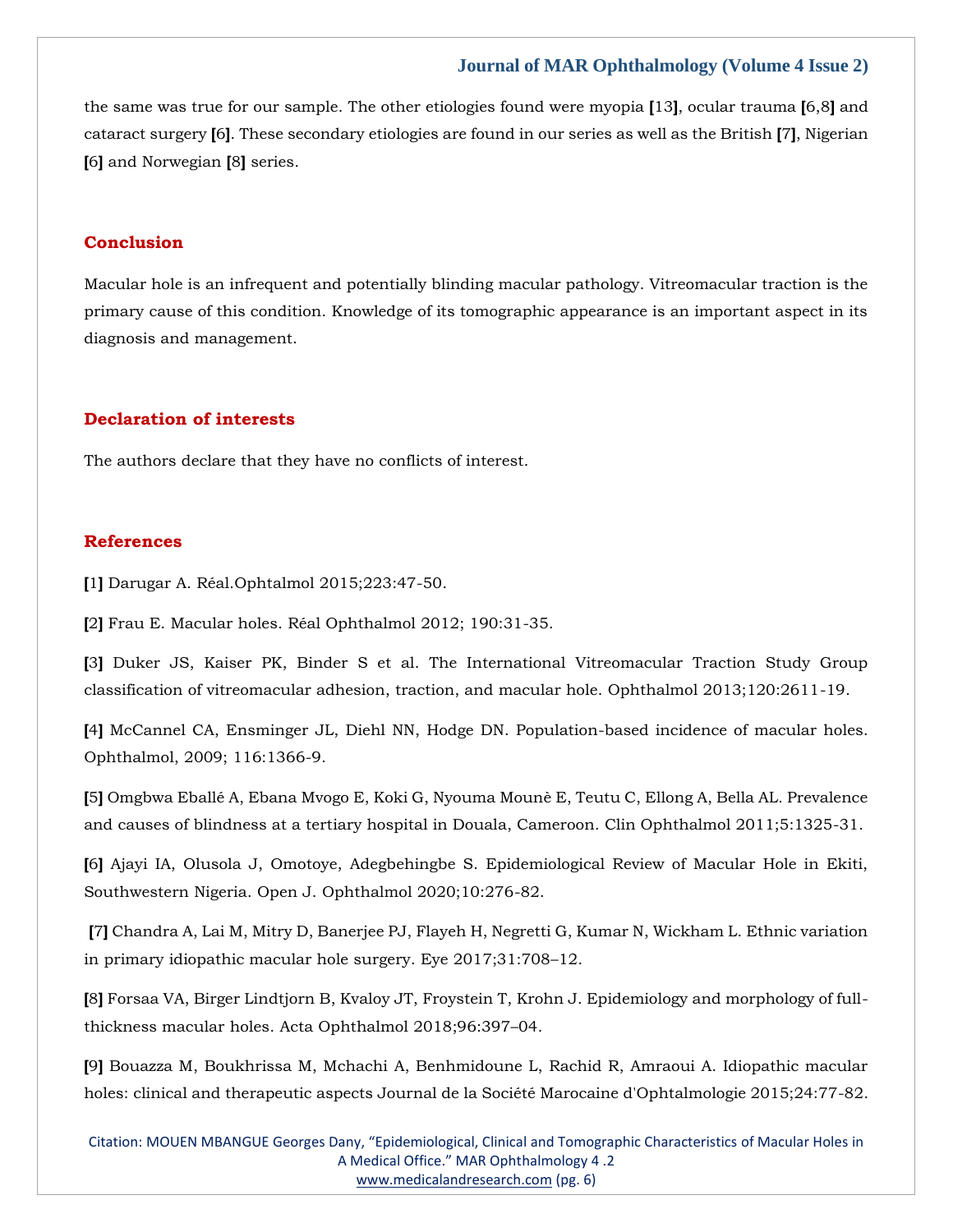the same was true for our sample. The other etiologies found were myopia [13], ocular trauma [6,8] and cataract surgery [6]. These secondary etiologies are found in our series as well as the British [7], Nigerian [6] and Norwegian [8] series.

## Conclusion

Macular hole is an infrequent and potentially blinding macular pathology. Vitreomacular traction is the primary cause of this condition. Knowledge of its tomographic appearance is an important aspect in its diagnosis and management.

## Declaration of interests

The authors declare that they have no conflicts of interest.

## References

[1] Darugar A. Réal.Ophtalmol 2015;223:47-50.

[2] Frau E. Macular holes. Réal Ophthalmol 2012; 190:31-35.

[3] Duker JS, Kaiser PK, Binder S et al. The International Vitreomacular Traction Study Group classification of vitreomacular adhesion, traction, and macular hole. Ophthalmol 2013;120:2611-19.

[4] McCannel CA, Ensminger JL, Diehl NN, Hodge DN. Population-based incidence of macular holes. Ophthalmol, 2009; 116:1366-9.

[5] Omgbwa Eballé A, Ebana Mvogo E, Koki G, Nyouma Mounè E, Teutu C, Ellong A, Bella AL. Prevalence and causes of blindness at a tertiary hospital in Douala, Cameroon. Clin Ophthalmol 2011;5:1325-31.

[6] Ajayi IA, Olusola J, Omotoye, Adegbehingbe S. Epidemiological Review of Macular Hole in Ekiti, Southwestern Nigeria. Open J. Ophthalmol 2020;10:276-82.

[7] Chandra A, Lai M, Mitry D, Banerjee PJ, Flayeh H, Negretti G, Kumar N, Wickham L. Ethnic variation in primary idiopathic macular hole surgery. Eye 2017;31:708–12.

[8] Forsaa VA, Birger Lindtjorn B, Kvaloy JT, Froystein T, Krohn J. Epidemiology and morphology of full-thickness macular holes. Acta Ophthalmol 2018;96:397–04.

[9] Bouazza M, Boukhrissa M, Mchachi A, Benhmidoune L, Rachid R, Amraoui A. Idiopathic macular holes: clinical and therapeutic aspects Journal de la Société Marocaine d'Ophtalmologie 2015;24:77-82.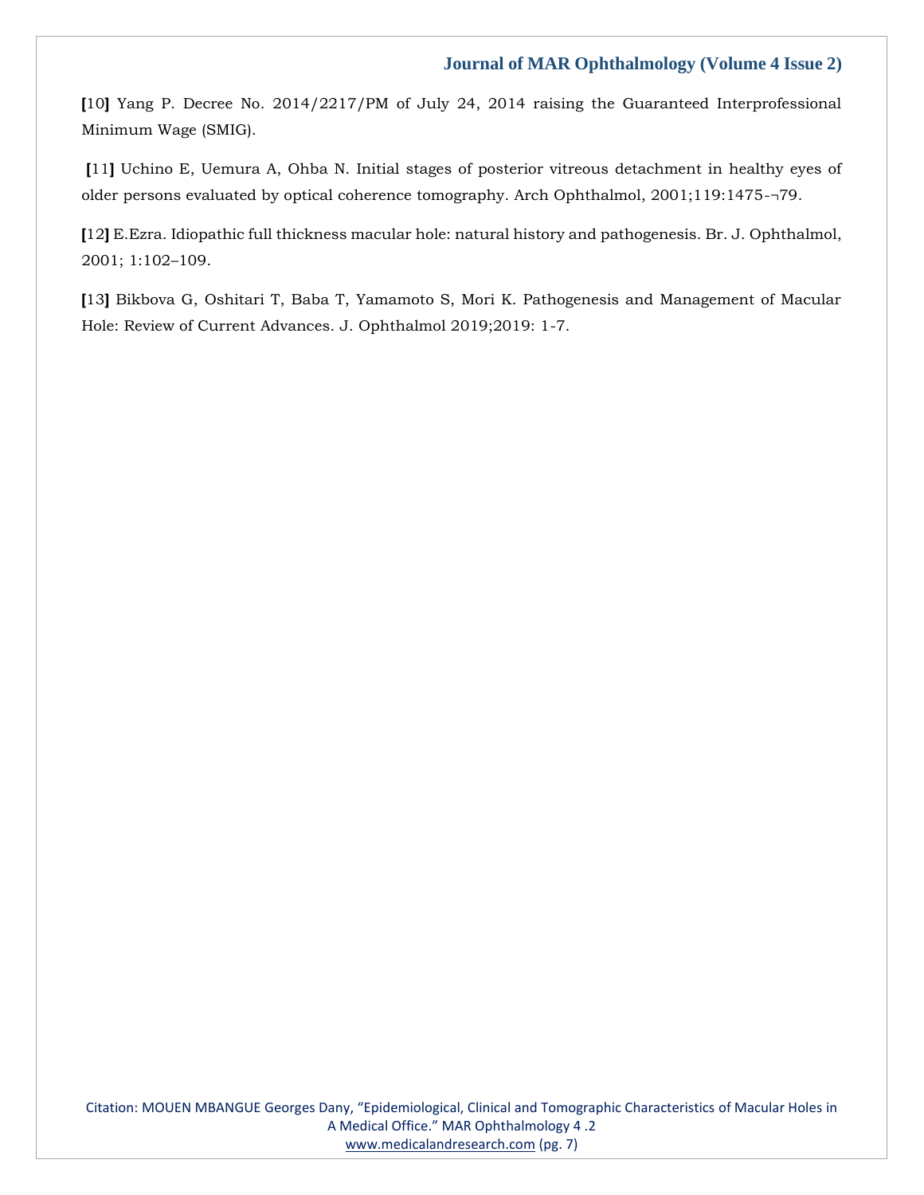[10] Yang P. Decree No. 2014/2217/PM of July 24, 2014 raising the Guaranteed Interprofessional Minimum Wage (SMIG).

[11] Uchino E, Uemura A, Ohba N. Initial stages of posterior vitreous detachment in healthy eyes of older persons evaluated by optical coherence tomography. Arch Ophthalmol, 2001;119:1475-¬79.

[12] E.Ezra. Idiopathic full thickness macular hole: natural history and pathogenesis. Br. J. Ophthalmol, 2001; 1:102–109.

[13] Bikbova G, Oshitari T, Baba T, Yamamoto S, Mori K. Pathogenesis and Management of Macular Hole: Review of Current Advances. J. Ophthalmol 2019;2019: 1-7.